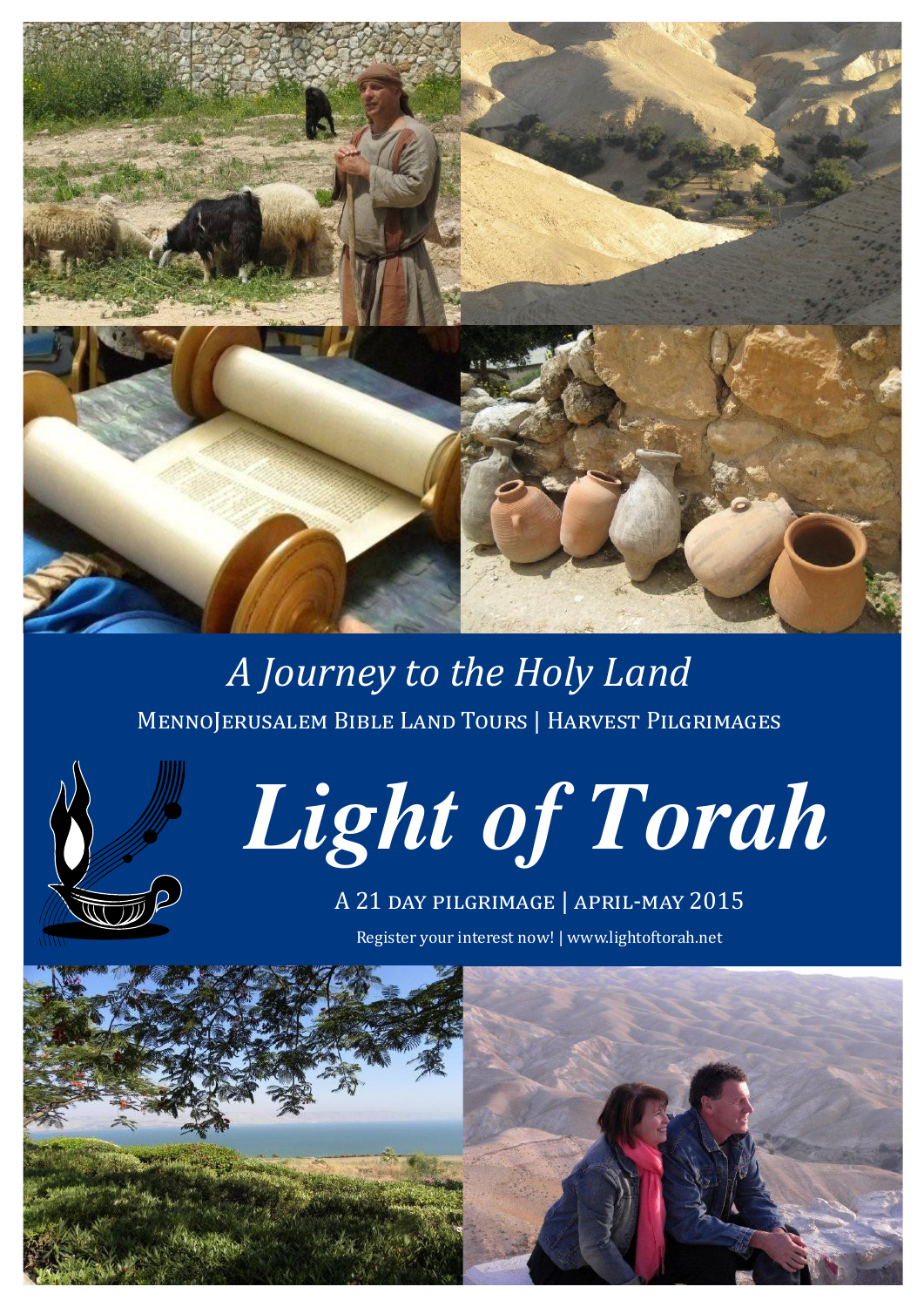*A Journey to the Holy Land*

MennoJerusalem Bible Land Tours | Harvest Pilgrimages

# *Light of Torah*

A 21 day pilgrimage | april-may 2015

Register your interest now! | www.lightoftorah.net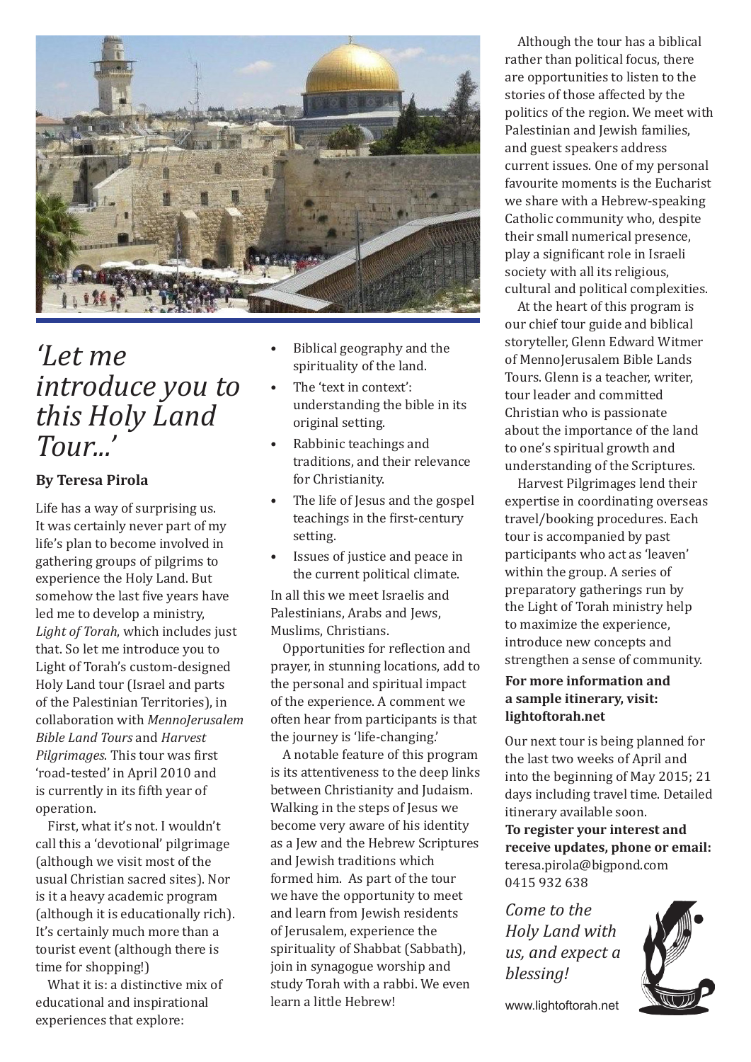# *'Let me introduce you to this Holy Land Tour...'*

**By Teresa Pirola**

Life has a way of surprising us. It was certainly never part of my life's plan to become involved in gathering groups of pilgrims to experience the Holy Land. But somehow the last five years have led me to develop a ministry, *Light of Torah*, which includes just that. So let me introduce you to Light of Torah's custom-designed Holy Land tour (Israel and parts of the Palestinian Territories), in collaboration with *MennoJerusalem Bible Land Tours* and *Harvest Pilgrimages*. This tour was first 'road-tested' in April 2010 and is currently in its fifth year of operation.

First, what it's not. I wouldn't call this a 'devotional' pilgrimage (although we visit most of the usual Christian sacred sites). Nor is it a heavy academic program (although it is educationally rich). It's certainly much more than a tourist event (although there is time for shopping!)

What it is: a distinctive mix of educational and inspirational experiences that explore:

- Biblical geography and the spirituality of the land.
- The 'text in context': understanding the bible in its original setting.
- Rabbinic teachings and traditions, and their relevance for Christianity.
- The life of Jesus and the gospel teachings in the first-century setting.
- Issues of justice and peace in the current political climate.

In all this we meet Israelis and Palestinians, Arabs and Jews, Muslims, Christians.

Opportunities for reflection and prayer, in stunning locations, add to the personal and spiritual impact of the experience. A comment we often hear from participants is that the journey is 'life-changing.'

A notable feature of this program is its attentiveness to the deep links between Christianity and Judaism. Walking in the steps of Jesus we become very aware of his identity as a Jew and the Hebrew Scriptures and Jewish traditions which formed him. As part of the tour we have the opportunity to meet and learn from Jewish residents of Jerusalem, experience the spirituality of Shabbat (Sabbath), join in synagogue worship and study Torah with a rabbi. We even learn a little Hebrew!

Although the tour has a biblical rather than political focus, there are opportunities to listen to the stories of those affected by the politics of the region. We meet with Palestinian and Jewish families, and guest speakers address current issues. One of my personal favourite moments is the Eucharist we share with a Hebrew-speaking Catholic community who, despite their small numerical presence, play a significant role in Israeli society with all its religious, cultural and political complexities.

At the heart of this program is our chief tour guide and biblical storyteller, Glenn Edward Witmer of MennoJerusalem Bible Lands Tours. Glenn is a teacher, writer, tour leader and committed Christian who is passionate about the importance of the land to one's spiritual growth and understanding of the Scriptures.

Harvest Pilgrimages lend their expertise in coordinating overseas travel/booking procedures. Each tour is accompanied by past participants who act as 'leaven' within the group. A series of preparatory gatherings run by the Light of Torah ministry help to maximize the experience, introduce new concepts and strengthen a sense of community.

**For more information and a sample itinerary, visit: lightoftorah.net**

Our next tour is being planned for the last two weeks of April and into the beginning of May 2015; 21 days including travel time. Detailed itinerary available soon.

**To register your interest and receive updates, phone or email:**
teresa.pirola@bigpond.com
0415 932 638

*Come to the Holy Land with us, and expect a blessing!*

www.lightoftorah.net